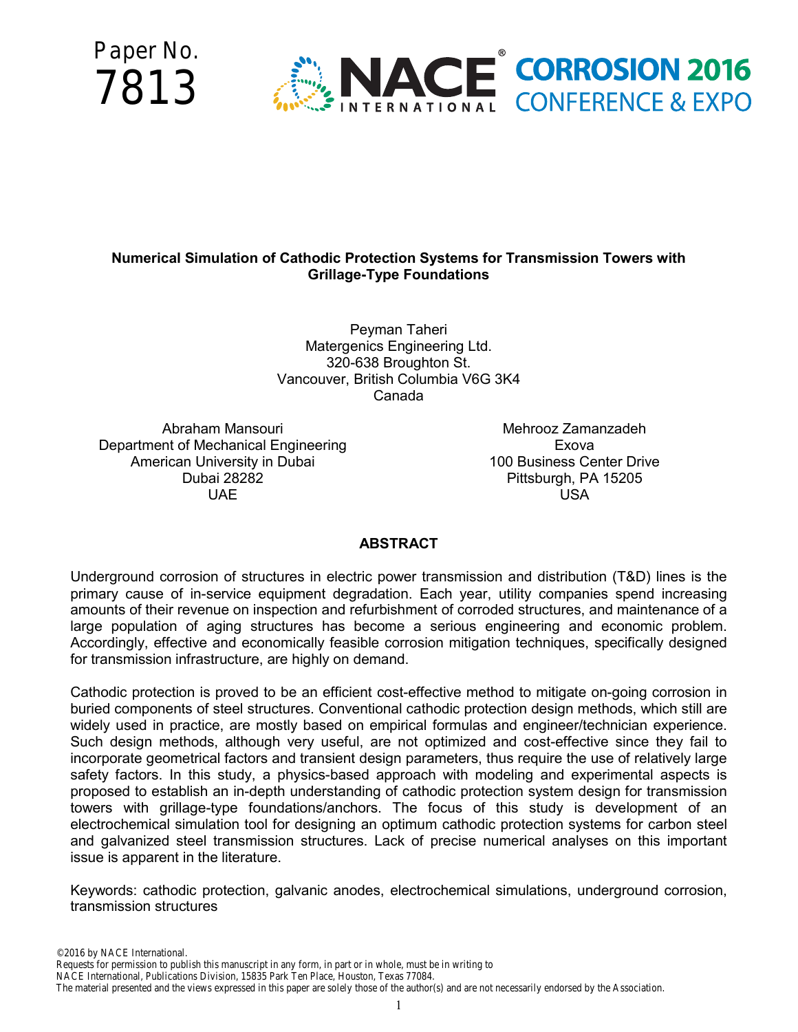Paper No.
7813

NACE INTERNATIONAL CORROSION 2016 CONFERENCE & EXPO

# Numerical Simulation of Cathodic Protection Systems for Transmission Towers with Grillage-Type Foundations

Peyman Taheri
Matergenics Engineering Ltd.
320-638 Broughton St.
Vancouver, British Columbia V6G 3K4
Canada

Abraham Mansouri
Department of Mechanical Engineering
American University in Dubai
Dubai 28282
UAE

Mehrooz Zamanzadeh
Exova
100 Business Center Drive
Pittsburgh, PA 15205
USA

## ABSTRACT

Underground corrosion of structures in electric power transmission and distribution (T&D) lines is the primary cause of in-service equipment degradation. Each year, utility companies spend increasing amounts of their revenue on inspection and refurbishment of corroded structures, and maintenance of a large population of aging structures has become a serious engineering and economic problem. Accordingly, effective and economically feasible corrosion mitigation techniques, specifically designed for transmission infrastructure, are highly on demand.

Cathodic protection is proved to be an efficient cost-effective method to mitigate on-going corrosion in buried components of steel structures. Conventional cathodic protection design methods, which still are widely used in practice, are mostly based on empirical formulas and engineer/technician experience. Such design methods, although very useful, are not optimized and cost-effective since they fail to incorporate geometrical factors and transient design parameters, thus require the use of relatively large safety factors. In this study, a physics-based approach with modeling and experimental aspects is proposed to establish an in-depth understanding of cathodic protection system design for transmission towers with grillage-type foundations/anchors. The focus of this study is development of an electrochemical simulation tool for designing an optimum cathodic protection systems for carbon steel and galvanized steel transmission structures. Lack of precise numerical analyses on this important issue is apparent in the literature.

Keywords: cathodic protection, galvanic anodes, electrochemical simulations, underground corrosion, transmission structures

©2016 by NACE International.
Requests for permission to publish this manuscript in any form, in part or in whole, must be in writing to
NACE International, Publications Division, 15835 Park Ten Place, Houston, Texas 77084.
The material presented and the views expressed in this paper are solely those of the author(s) and are not necessarily endorsed by the Association.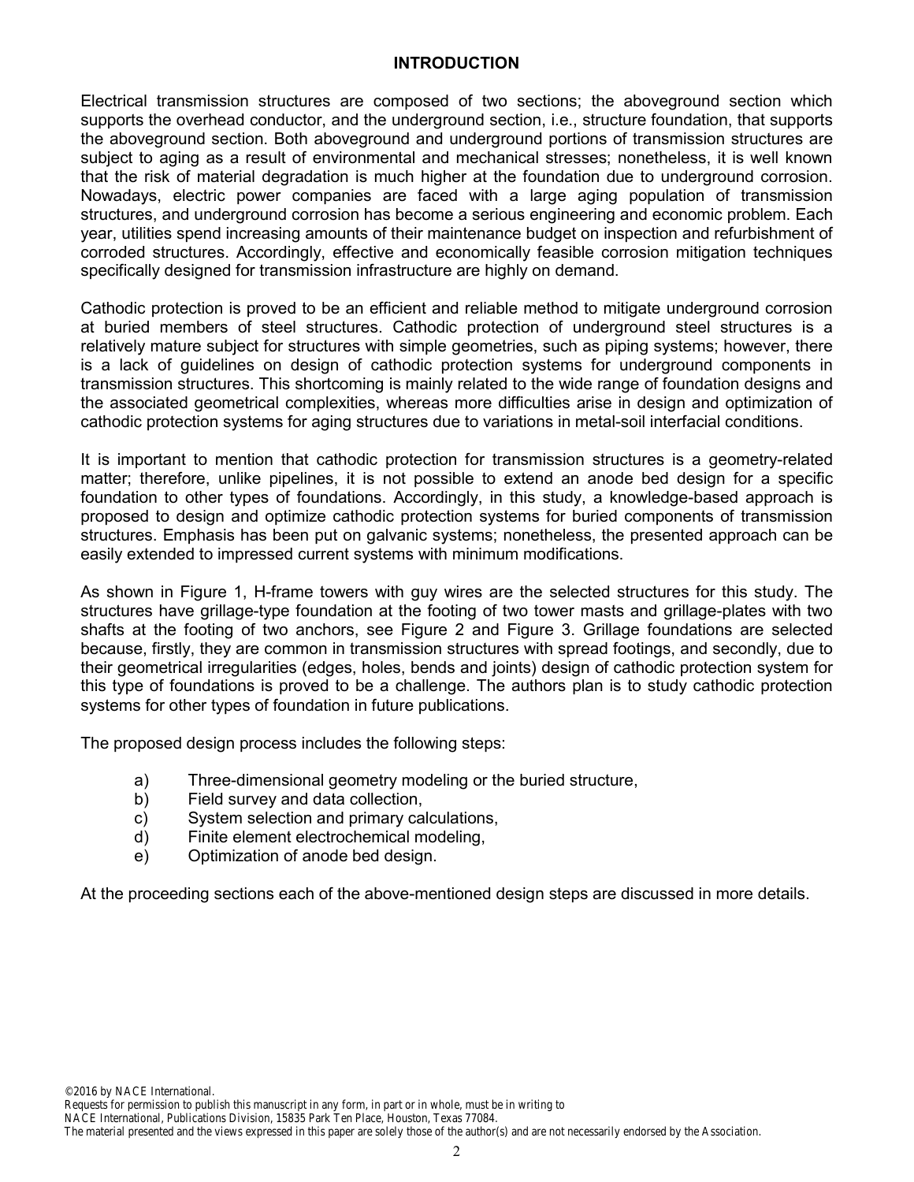## INTRODUCTION

Electrical transmission structures are composed of two sections; the aboveground section which supports the overhead conductor, and the underground section, i.e., structure foundation, that supports the aboveground section. Both aboveground and underground portions of transmission structures are subject to aging as a result of environmental and mechanical stresses; nonetheless, it is well known that the risk of material degradation is much higher at the foundation due to underground corrosion. Nowadays, electric power companies are faced with a large aging population of transmission structures, and underground corrosion has become a serious engineering and economic problem. Each year, utilities spend increasing amounts of their maintenance budget on inspection and refurbishment of corroded structures. Accordingly, effective and economically feasible corrosion mitigation techniques specifically designed for transmission infrastructure are highly on demand.

Cathodic protection is proved to be an efficient and reliable method to mitigate underground corrosion at buried members of steel structures. Cathodic protection of underground steel structures is a relatively mature subject for structures with simple geometries, such as piping systems; however, there is a lack of guidelines on design of cathodic protection systems for underground components in transmission structures. This shortcoming is mainly related to the wide range of foundation designs and the associated geometrical complexities, whereas more difficulties arise in design and optimization of cathodic protection systems for aging structures due to variations in metal-soil interfacial conditions.

It is important to mention that cathodic protection for transmission structures is a geometry-related matter; therefore, unlike pipelines, it is not possible to extend an anode bed design for a specific foundation to other types of foundations. Accordingly, in this study, a knowledge-based approach is proposed to design and optimize cathodic protection systems for buried components of transmission structures. Emphasis has been put on galvanic systems; nonetheless, the presented approach can be easily extended to impressed current systems with minimum modifications.

As shown in Figure 1, H-frame towers with guy wires are the selected structures for this study. The structures have grillage-type foundation at the footing of two tower masts and grillage-plates with two shafts at the footing of two anchors, see Figure 2 and Figure 3. Grillage foundations are selected because, firstly, they are common in transmission structures with spread footings, and secondly, due to their geometrical irregularities (edges, holes, bends and joints) design of cathodic protection system for this type of foundations is proved to be a challenge. The authors plan is to study cathodic protection systems for other types of foundation in future publications.

The proposed design process includes the following steps:

a) Three-dimensional geometry modeling or the buried structure,
b) Field survey and data collection,
c) System selection and primary calculations,
d) Finite element electrochemical modeling,
e) Optimization of anode bed design.

At the proceeding sections each of the above-mentioned design steps are discussed in more details.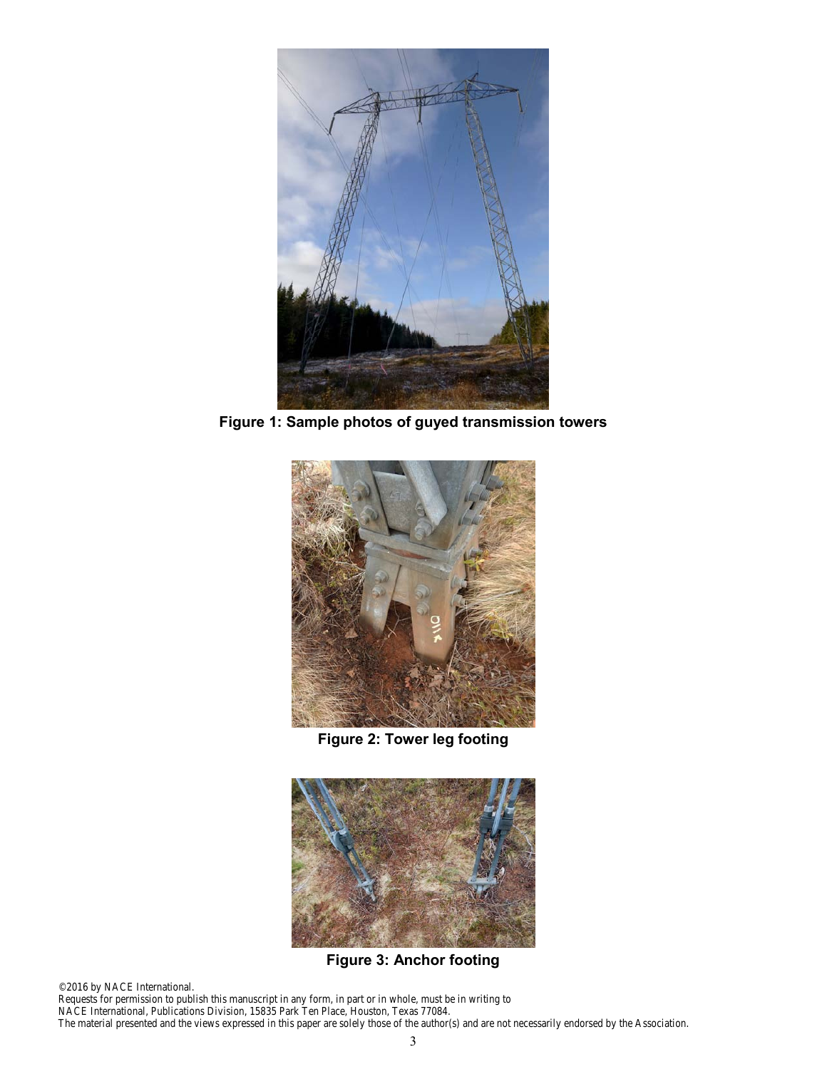Figure 1: Sample photos of guyed transmission towers

Figure 2: Tower leg footing

Figure 3: Anchor footing

©2016 by NACE International.
Requests for permission to publish this manuscript in any form, in part or in whole, must be in writing to
NACE International, Publications Division, 15835 Park Ten Place, Houston, Texas 77084.
The material presented and the views expressed in this paper are solely those of the author(s) and are not necessarily endorsed by the Association.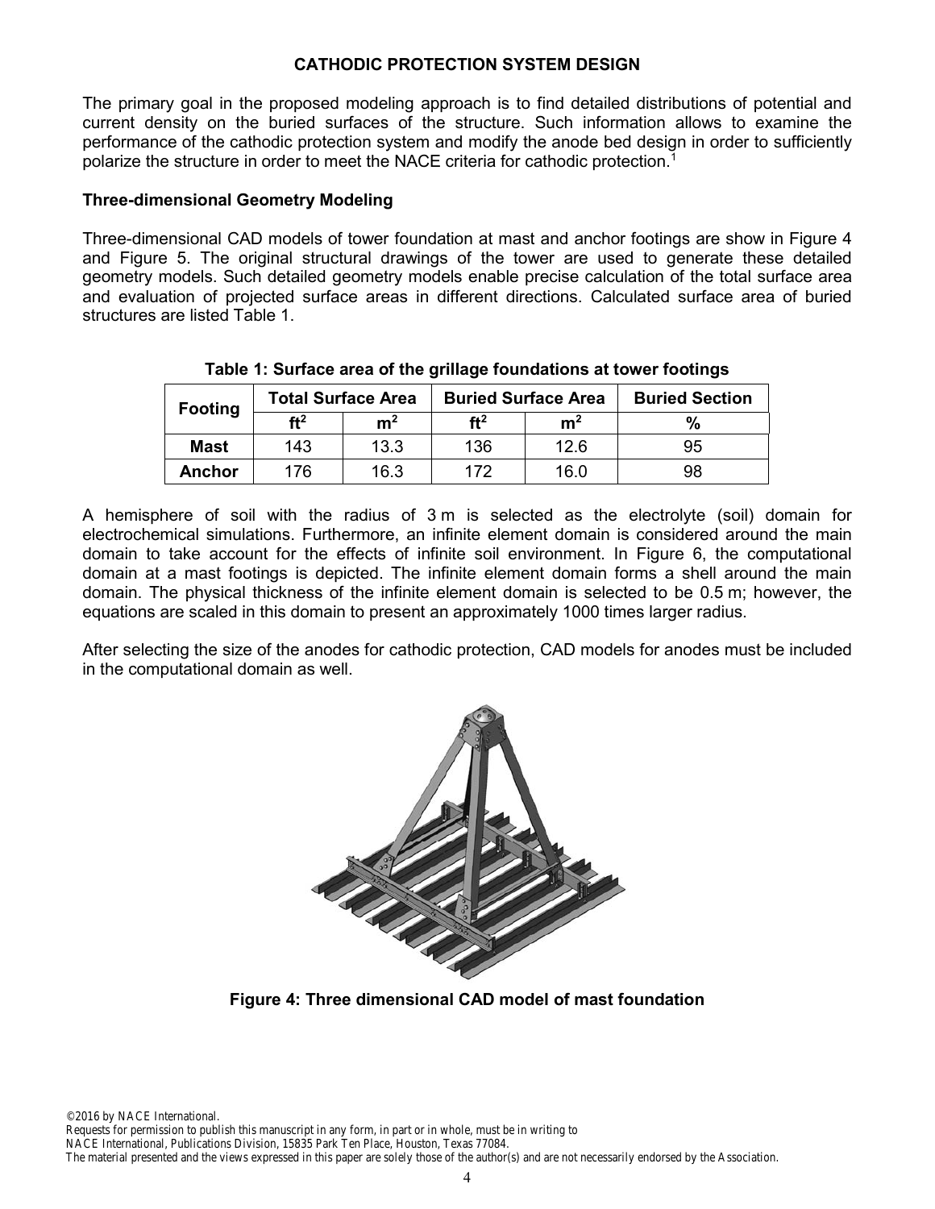## CATHODIC PROTECTION SYSTEM DESIGN

The primary goal in the proposed modeling approach is to find detailed distributions of potential and current density on the buried surfaces of the structure. Such information allows to examine the performance of the cathodic protection system and modify the anode bed design in order to sufficiently polarize the structure in order to meet the NACE criteria for cathodic protection.[1]

### Three-dimensional Geometry Modeling

Three-dimensional CAD models of tower foundation at mast and anchor footings are show in Figure 4 and Figure 5. The original structural drawings of the tower are used to generate these detailed geometry models. Such detailed geometry models enable precise calculation of the total surface area and evaluation of projected surface areas in different directions. Calculated surface area of buried structures are listed Table 1.

**Table 1: Surface area of the grillage foundations at tower footings**

| Footing | Total Surface Area | | Buried Surface Area | | Buried Section |
|---|---|---|---|---|---|
| | $ft^2$ | $m^2$ | $ft^2$ | $m^2$ | % |
| **Mast** | 143 | 13.3 | 136 | 12.6 | 95 |
| **Anchor** | 176 | 16.3 | 172 | 16.0 | 98 |

A hemisphere of soil with the radius of 3 m is selected as the electrolyte (soil) domain for electrochemical simulations. Furthermore, an infinite element domain is considered around the main domain to take account for the effects of infinite soil environment. In Figure 6, the computational domain at a mast footings is depicted. The infinite element domain forms a shell around the main domain. The physical thickness of the infinite element domain is selected to be 0.5 m; however, the equations are scaled in this domain to present an approximately 1000 times larger radius.

After selecting the size of the anodes for cathodic protection, CAD models for anodes must be included in the computational domain as well.

**Figure 4: Three dimensional CAD model of mast foundation**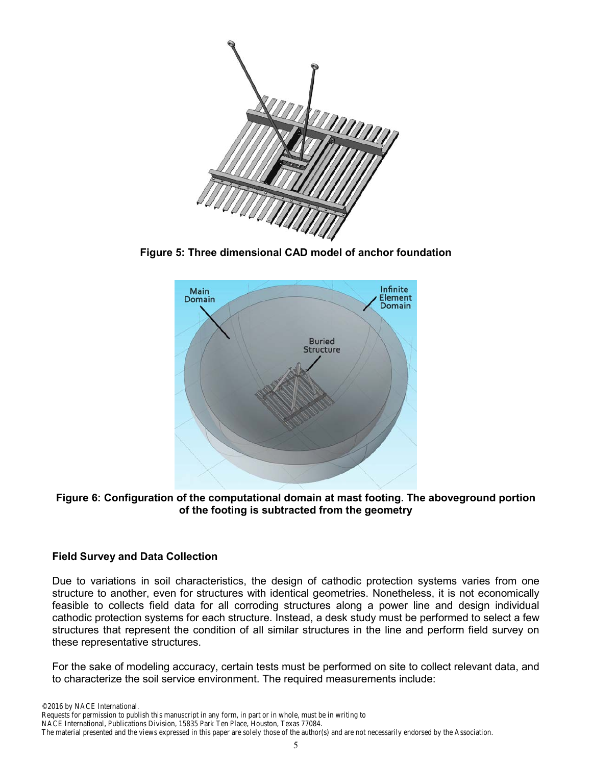**Figure 5: Three dimensional CAD model of anchor foundation**

**Figure 6: Configuration of the computational domain at mast footing. The aboveground portion of the footing is subtracted from the geometry**

### Field Survey and Data Collection

Due to variations in soil characteristics, the design of cathodic protection systems varies from one structure to another, even for structures with identical geometries. Nonetheless, it is not economically feasible to collects field data for all corroding structures along a power line and design individual cathodic protection systems for each structure. Instead, a desk study must be performed to select a few structures that represent the condition of all similar structures in the line and perform field survey on these representative structures.

For the sake of modeling accuracy, certain tests must be performed on site to collect relevant data, and to characterize the soil service environment. The required measurements include: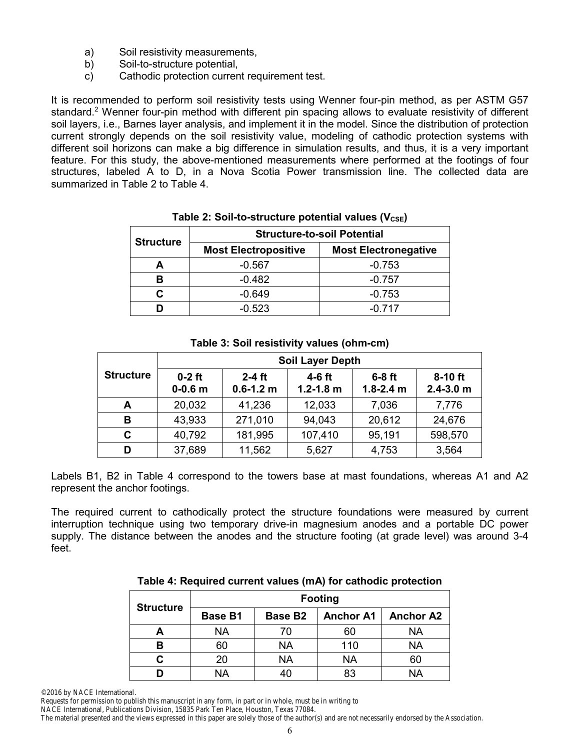a) Soil resistivity measurements,  
b) Soil-to-structure potential,  
c) Cathodic protection current requirement test.

It is recommended to perform soil resistivity tests using Wenner four-pin method, as per ASTM G57 standard.[2] Wenner four-pin method with different pin spacing allows to evaluate resistivity of different soil layers, i.e., Barnes layer analysis, and implement it in the model. Since the distribution of protection current strongly depends on the soil resistivity value, modeling of cathodic protection systems with different soil horizons can make a big difference in simulation results, and thus, it is a very important feature. For this study, the above-mentioned measurements where performed at the footings of four structures, labeled A to D, in a Nova Scotia Power transmission line. The collected data are summarized in Table 2 to Table 4.

**Table 2: Soil-to-structure potential values ($V_{CSE}$)**

| Structure | Structure-to-soil Potential | |
|---|---|---|
| | **Most Electropositive** | **Most Electronegative** |
| **A** | -0.567 | -0.753 |
| **B** | -0.482 | -0.757 |
| **C** | -0.649 | -0.753 |
| **D** | -0.523 | -0.717 |

**Table 3: Soil resistivity values (ohm-cm)**

| Structure | Soil Layer Depth | | | | |
|---|---|---|---|---|---|
| | **0-2 ft 0-0.6 m** | **2-4 ft 0.6-1.2 m** | **4-6 ft 1.2-1.8 m** | **6-8 ft 1.8-2.4 m** | **8-10 ft 2.4-3.0 m** |
| **A** | 20,032 | 41,236 | 12,033 | 7,036 | 7,776 |
| **B** | 43,933 | 271,010 | 94,043 | 20,612 | 24,676 |
| **C** | 40,792 | 181,995 | 107,410 | 95,191 | 598,570 |
| **D** | 37,689 | 11,562 | 5,627 | 4,753 | 3,564 |

Labels B1, B2 in Table 4 correspond to the towers base at mast foundations, whereas A1 and A2 represent the anchor footings.

The required current to cathodically protect the structure foundations were measured by current interruption technique using two temporary drive-in magnesium anodes and a portable DC power supply. The distance between the anodes and the structure footing (at grade level) was around 3-4 feet.

**Table 4: Required current values (mA) for cathodic protection**

| Structure | Footing | | | |
|---|---|---|---|---|
| | **Base B1** | **Base B2** | **Anchor A1** | **Anchor A2** |
| **A** | NA | 70 | 60 | NA |
| **B** | 60 | NA | 110 | NA |
| **C** | 20 | NA | NA | 60 |
| **D** | NA | 40 | 83 | NA |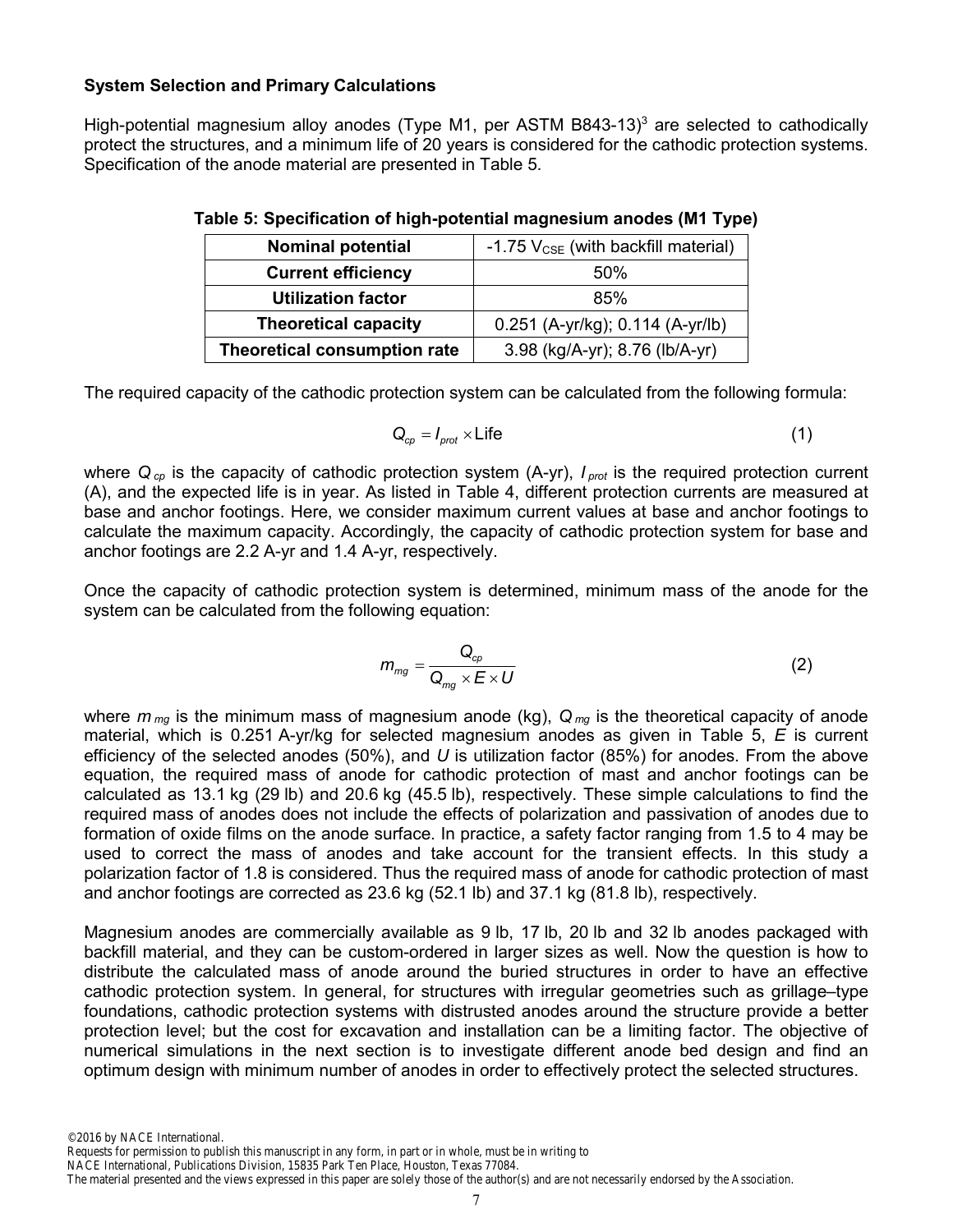### System Selection and Primary Calculations

High-potential magnesium alloy anodes (Type M1, per ASTM B843-13)[3] are selected to cathodically protect the structures, and a minimum life of 20 years is considered for the cathodic protection systems. Specification of the anode material are presented in Table 5.

**Table 5: Specification of high-potential magnesium anodes (M1 Type)**

| **Nominal potential** | -1.75 $V_{CSE}$ (with backfill material) |
|---|---|
| **Current efficiency** | 50% |
| **Utilization factor** | 85% |
| **Theoretical capacity** | 0.251 (A-yr/kg); 0.114 (A-yr/lb) |
| **Theoretical consumption rate** | 3.98 (kg/A-yr); 8.76 (lb/A-yr) |

The required capacity of the cathodic protection system can be calculated from the following formula:

$$Q_{cp} = I_{prot} \times \text{Life} \tag{1}$$

where $Q_{cp}$ is the capacity of cathodic protection system (A-yr), $I_{prot}$ is the required protection current (A), and the expected life is in year. As listed in Table 4, different protection currents are measured at base and anchor footings. Here, we consider maximum current values at base and anchor footings to calculate the maximum capacity. Accordingly, the capacity of cathodic protection system for base and anchor footings are 2.2 A-yr and 1.4 A-yr, respectively.

Once the capacity of cathodic protection system is determined, minimum mass of the anode for the system can be calculated from the following equation:

$$m_{mg} = \frac{Q_{cp}}{Q_{mg} \times E \times U} \tag{2}$$

where $m_{mg}$ is the minimum mass of magnesium anode (kg), $Q_{mg}$ is the theoretical capacity of anode material, which is 0.251 A-yr/kg for selected magnesium anodes as given in Table 5, $E$ is current efficiency of the selected anodes (50%), and $U$ is utilization factor (85%) for anodes. From the above equation, the required mass of anode for cathodic protection of mast and anchor footings can be calculated as 13.1 kg (29 lb) and 20.6 kg (45.5 lb), respectively. These simple calculations to find the required mass of anodes does not include the effects of polarization and passivation of anodes due to formation of oxide films on the anode surface. In practice, a safety factor ranging from 1.5 to 4 may be used to correct the mass of anodes and take account for the transient effects. In this study a polarization factor of 1.8 is considered. Thus the required mass of anode for cathodic protection of mast and anchor footings are corrected as 23.6 kg (52.1 lb) and 37.1 kg (81.8 lb), respectively.

Magnesium anodes are commercially available as 9 lb, 17 lb, 20 lb and 32 lb anodes packaged with backfill material, and they can be custom-ordered in larger sizes as well. Now the question is how to distribute the calculated mass of anode around the buried structures in order to have an effective cathodic protection system. In general, for structures with irregular geometries such as grillage–type foundations, cathodic protection systems with distrusted anodes around the structure provide a better protection level; but the cost for excavation and installation can be a limiting factor. The objective of numerical simulations in the next section is to investigate different anode bed design and find an optimum design with minimum number of anodes in order to effectively protect the selected structures.

©2016 by NACE International.
Requests for permission to publish this manuscript in any form, in part or in whole, must be in writing to
NACE International, Publications Division, 15835 Park Ten Place, Houston, Texas 77084.
The material presented and the views expressed in this paper are solely those of the author(s) and are not necessarily endorsed by the Association.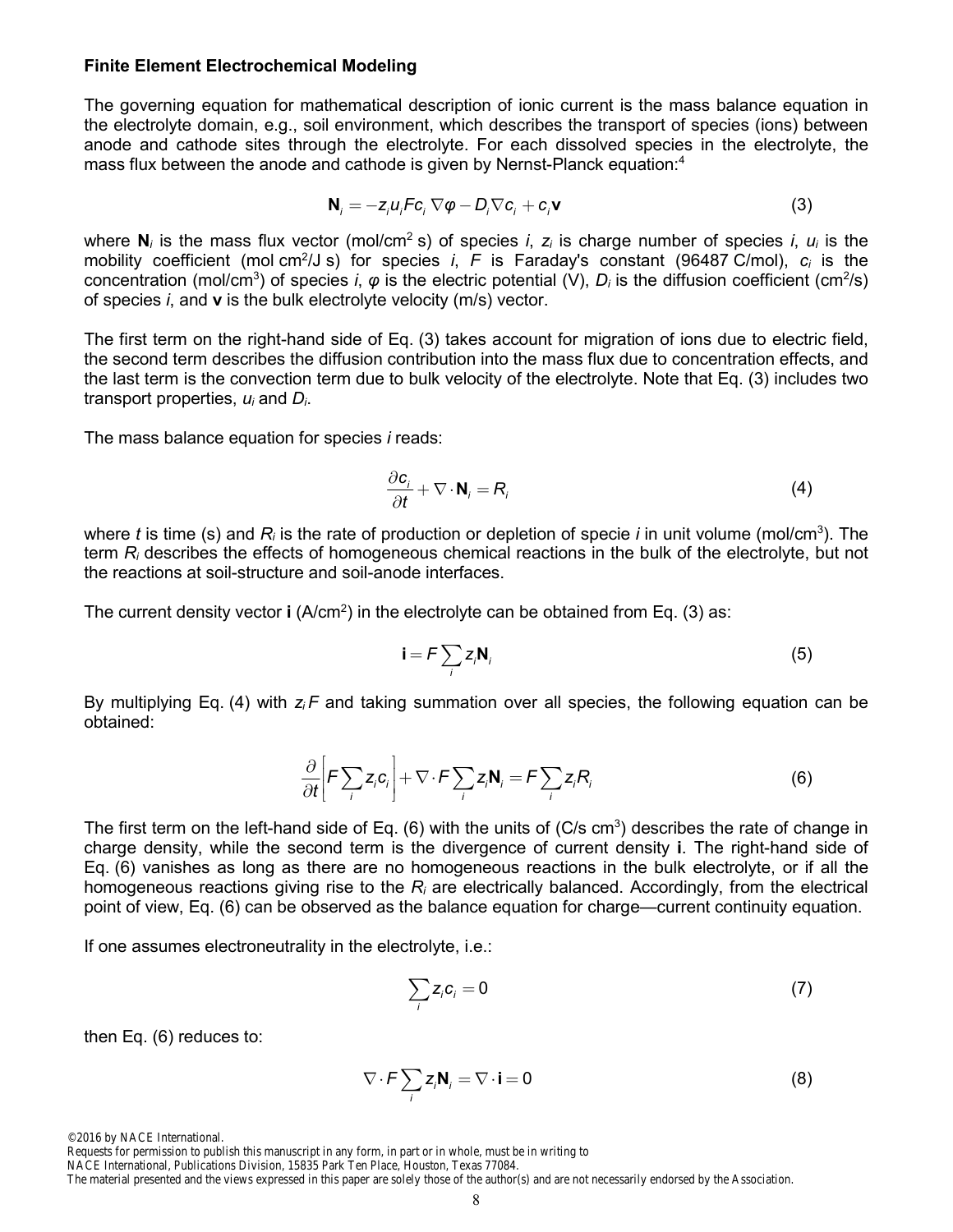**Finite Element Electrochemical Modeling**

The governing equation for mathematical description of ionic current is the mass balance equation in the electrolyte domain, e.g., soil environment, which describes the transport of species (ions) between anode and cathode sites through the electrolyte. For each dissolved species in the electrolyte, the mass flux between the anode and cathode is given by Nernst-Planck equation:[4]

$$\mathbf{N}_i = -z_i u_i F c_i \nabla \varphi - D_i \nabla c_i + c_i \mathbf{v} \tag{3}$$

where $\mathbf{N}_i$ is the mass flux vector (mol/cm$^2$ s) of species $i$, $z_i$ is charge number of species $i$, $u_i$ is the mobility coefficient (mol cm$^2$/J s) for species $i$, $F$ is Faraday's constant (96487 C/mol), $c_i$ is the concentration (mol/cm$^3$) of species $i$, $\varphi$ is the electric potential (V), $D_i$ is the diffusion coefficient (cm$^2$/s) of species $i$, and $\mathbf{v}$ is the bulk electrolyte velocity (m/s) vector.

The first term on the right-hand side of Eq. (3) takes account for migration of ions due to electric field, the second term describes the diffusion contribution into the mass flux due to concentration effects, and the last term is the convection term due to bulk velocity of the electrolyte. Note that Eq. (3) includes two transport properties, $u_i$ and $D_i$.

The mass balance equation for species $i$ reads:

$$\frac{\partial c_i}{\partial t} + \nabla \cdot \mathbf{N}_i = R_i \tag{4}$$

where $t$ is time (s) and $R_i$ is the rate of production or depletion of specie $i$ in unit volume (mol/cm$^3$). The term $R_i$ describes the effects of homogeneous chemical reactions in the bulk of the electrolyte, but not the reactions at soil-structure and soil-anode interfaces.

The current density vector $\mathbf{i}$ (A/cm$^2$) in the electrolyte can be obtained from Eq. (3) as:

$$\mathbf{i} = F \sum_i z_i \mathbf{N}_i \tag{5}$$

By multiplying Eq. (4) with $z_i F$ and taking summation over all species, the following equation can be obtained:

$$\frac{\partial}{\partial t}\left[F \sum_i z_i c_i\right] + \nabla \cdot F \sum_i z_i \mathbf{N}_i = F \sum_i z_i R_i \tag{6}$$

The first term on the left-hand side of Eq. (6) with the units of (C/s cm$^3$) describes the rate of change in charge density, while the second term is the divergence of current density $\mathbf{i}$. The right-hand side of Eq. (6) vanishes as long as there are no homogeneous reactions in the bulk electrolyte, or if all the homogeneous reactions giving rise to the $R_i$ are electrically balanced. Accordingly, from the electrical point of view, Eq. (6) can be observed as the balance equation for charge—current continuity equation.

If one assumes electroneutrality in the electrolyte, i.e.:

$$\sum_i z_i c_i = 0 \tag{7}$$

then Eq. (6) reduces to:

$$\nabla \cdot F \sum_i z_i \mathbf{N}_i = \nabla \cdot \mathbf{i} = 0 \tag{8}$$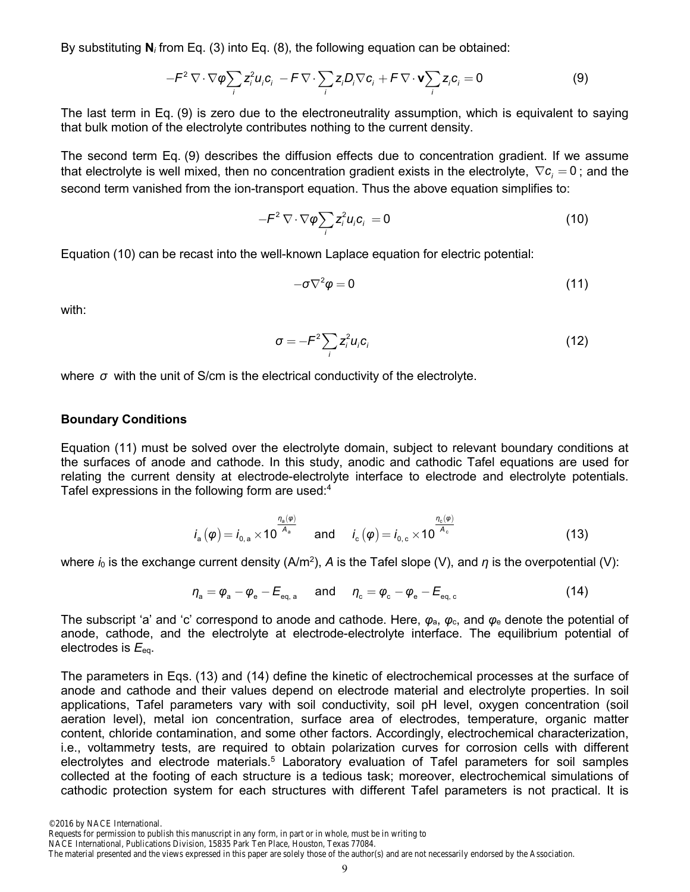By substituting $\mathbf{N}_i$ from Eq. (3) into Eq. (8), the following equation can be obtained:

$$-F^2 \nabla \cdot \nabla \varphi \sum_i z_i^2 u_i c_i \; - F \nabla \cdot \sum_i z_i D_i \nabla c_i + F \nabla \cdot \mathbf{v} \sum_i z_i c_i = 0 \tag{9}$$

The last term in Eq. (9) is zero due to the electroneutrality assumption, which is equivalent to saying that bulk motion of the electrolyte contributes nothing to the current density.

The second term Eq. (9) describes the diffusion effects due to concentration gradient. If we assume that electrolyte is well mixed, then no concentration gradient exists in the electrolyte, $\nabla c_i = 0$; and the second term vanished from the ion-transport equation. Thus the above equation simplifies to:

$$-F^2 \nabla \cdot \nabla \varphi \sum_i z_i^2 u_i c_i \; = 0 \tag{10}$$

Equation (10) can be recast into the well-known Laplace equation for electric potential:

$$-\sigma \nabla^2 \varphi = 0 \tag{11}$$

with:

$$\sigma = -F^2 \sum_i z_i^2 u_i c_i \tag{12}$$

where $\sigma$ with the unit of S/cm is the electrical conductivity of the electrolyte.

### Boundary Conditions

Equation (11) must be solved over the electrolyte domain, subject to relevant boundary conditions at the surfaces of anode and cathode. In this study, anodic and cathodic Tafel equations are used for relating the current density at electrode-electrolyte interface to electrode and electrolyte potentials. Tafel expressions in the following form are used:[4]

$$i_{\mathrm{a}}(\varphi) = i_{0,\mathrm{a}} \times 10^{\frac{\eta_{\mathrm{a}}(\varphi)}{A_{\mathrm{a}}}} \quad \text{and} \quad i_{\mathrm{c}}(\varphi) = i_{0,\mathrm{c}} \times 10^{\frac{\eta_{\mathrm{c}}(\varphi)}{A_{\mathrm{c}}}} \tag{13}$$

where $i_0$ is the exchange current density (A/m$^2$), $A$ is the Tafel slope (V), and $\eta$ is the overpotential (V):

$$\eta_{\mathrm{a}} = \varphi_{\mathrm{a}} - \varphi_{\mathrm{e}} - E_{\mathrm{eq,\,a}} \quad \text{and} \quad \eta_{\mathrm{c}} = \varphi_{\mathrm{c}} - \varphi_{\mathrm{e}} - E_{\mathrm{eq,\,c}} \tag{14}$$

The subscript 'a' and 'c' correspond to anode and cathode. Here, $\varphi_a$, $\varphi_c$, and $\varphi_e$ denote the potential of anode, cathode, and the electrolyte at electrode-electrolyte interface. The equilibrium potential of electrodes is $E_{eq}$.

The parameters in Eqs. (13) and (14) define the kinetic of electrochemical processes at the surface of anode and cathode and their values depend on electrode material and electrolyte properties. In soil applications, Tafel parameters vary with soil conductivity, soil pH level, oxygen concentration (soil aeration level), metal ion concentration, surface area of electrodes, temperature, organic matter content, chloride contamination, and some other factors. Accordingly, electrochemical characterization, i.e., voltammetry tests, are required to obtain polarization curves for corrosion cells with different electrolytes and electrode materials.[5] Laboratory evaluation of Tafel parameters for soil samples collected at the footing of each structure is a tedious task; moreover, electrochemical simulations of cathodic protection system for each structures with different Tafel parameters is not practical. It is

©2016 by NACE International.
Requests for permission to publish this manuscript in any form, in part or in whole, must be in writing to
NACE International, Publications Division, 15835 Park Ten Place, Houston, Texas 77084.
The material presented and the views expressed in this paper are solely those of the author(s) and are not necessarily endorsed by the Association.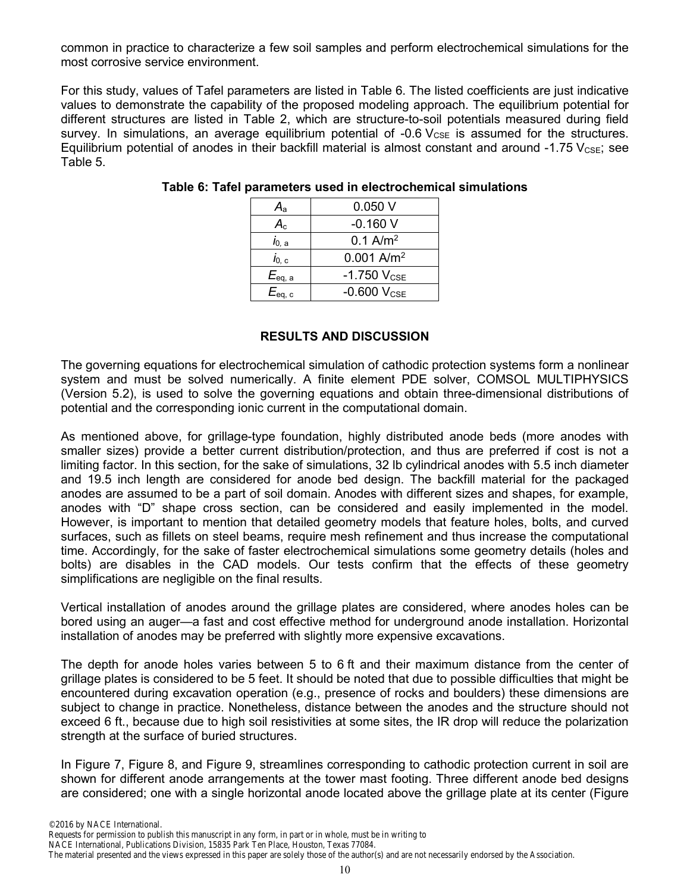common in practice to characterize a few soil samples and perform electrochemical simulations for the most corrosive service environment.

For this study, values of Tafel parameters are listed in Table 6. The listed coefficients are just indicative values to demonstrate the capability of the proposed modeling approach. The equilibrium potential for different structures are listed in Table 2, which are structure-to-soil potentials measured during field survey. In simulations, an average equilibrium potential of -0.6 $V_{CSE}$ is assumed for the structures. Equilibrium potential of anodes in their backfill material is almost constant and around -1.75 $V_{CSE}$; see Table 5.

**Table 6: Tafel parameters used in electrochemical simulations**

| | |
|---|---|
| $A_a$ | 0.050 V |
| $A_c$ | -0.160 V |
| $i_{0,\,a}$ | 0.1 A/m$^2$ |
| $i_{0,\,c}$ | 0.001 A/m$^2$ |
| $E_{eq,\,a}$ | -1.750 $V_{CSE}$ |
| $E_{eq,\,c}$ | -0.600 $V_{CSE}$ |

## RESULTS AND DISCUSSION

The governing equations for electrochemical simulation of cathodic protection systems form a nonlinear system and must be solved numerically. A finite element PDE solver, COMSOL MULTIPHYSICS (Version 5.2), is used to solve the governing equations and obtain three-dimensional distributions of potential and the corresponding ionic current in the computational domain.

As mentioned above, for grillage-type foundation, highly distributed anode beds (more anodes with smaller sizes) provide a better current distribution/protection, and thus are preferred if cost is not a limiting factor. In this section, for the sake of simulations, 32 lb cylindrical anodes with 5.5 inch diameter and 19.5 inch length are considered for anode bed design. The backfill material for the packaged anodes are assumed to be a part of soil domain. Anodes with different sizes and shapes, for example, anodes with "D" shape cross section, can be considered and easily implemented in the model. However, is important to mention that detailed geometry models that feature holes, bolts, and curved surfaces, such as fillets on steel beams, require mesh refinement and thus increase the computational time. Accordingly, for the sake of faster electrochemical simulations some geometry details (holes and bolts) are disables in the CAD models. Our tests confirm that the effects of these geometry simplifications are negligible on the final results.

Vertical installation of anodes around the grillage plates are considered, where anodes holes can be bored using an auger—a fast and cost effective method for underground anode installation. Horizontal installation of anodes may be preferred with slightly more expensive excavations.

The depth for anode holes varies between 5 to 6 ft and their maximum distance from the center of grillage plates is considered to be 5 feet. It should be noted that due to possible difficulties that might be encountered during excavation operation (e.g., presence of rocks and boulders) these dimensions are subject to change in practice. Nonetheless, distance between the anodes and the structure should not exceed 6 ft., because due to high soil resistivities at some sites, the IR drop will reduce the polarization strength at the surface of buried structures.

In Figure 7, Figure 8, and Figure 9, streamlines corresponding to cathodic protection current in soil are shown for different anode arrangements at the tower mast footing. Three different anode bed designs are considered; one with a single horizontal anode located above the grillage plate at its center (Figure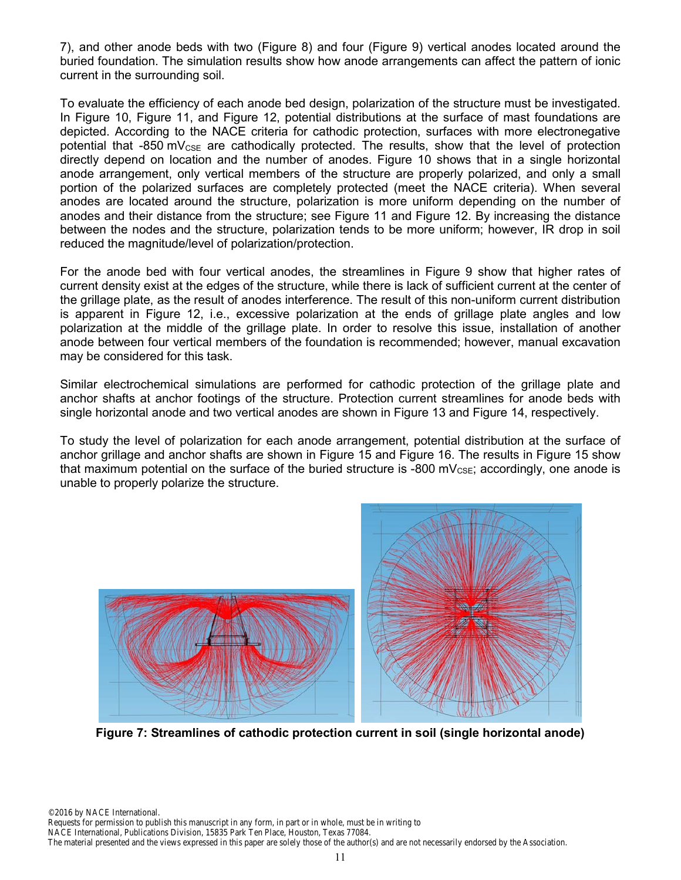7), and other anode beds with two (Figure 8) and four (Figure 9) vertical anodes located around the buried foundation. The simulation results show how anode arrangements can affect the pattern of ionic current in the surrounding soil.

To evaluate the efficiency of each anode bed design, polarization of the structure must be investigated. In Figure 10, Figure 11, and Figure 12, potential distributions at the surface of mast foundations are depicted. According to the NACE criteria for cathodic protection, surfaces with more electronegative potential that -850 $mV_{CSE}$ are cathodically protected. The results, show that the level of protection directly depend on location and the number of anodes. Figure 10 shows that in a single horizontal anode arrangement, only vertical members of the structure are properly polarized, and only a small portion of the polarized surfaces are completely protected (meet the NACE criteria). When several anodes are located around the structure, polarization is more uniform depending on the number of anodes and their distance from the structure; see Figure 11 and Figure 12. By increasing the distance between the nodes and the structure, polarization tends to be more uniform; however, IR drop in soil reduced the magnitude/level of polarization/protection.

For the anode bed with four vertical anodes, the streamlines in Figure 9 show that higher rates of current density exist at the edges of the structure, while there is lack of sufficient current at the center of the grillage plate, as the result of anodes interference. The result of this non-uniform current distribution is apparent in Figure 12, i.e., excessive polarization at the ends of grillage plate angles and low polarization at the middle of the grillage plate. In order to resolve this issue, installation of another anode between four vertical members of the foundation is recommended; however, manual excavation may be considered for this task.

Similar electrochemical simulations are performed for cathodic protection of the grillage plate and anchor shafts at anchor footings of the structure. Protection current streamlines for anode beds with single horizontal anode and two vertical anodes are shown in Figure 13 and Figure 14, respectively.

To study the level of polarization for each anode arrangement, potential distribution at the surface of anchor grillage and anchor shafts are shown in Figure 15 and Figure 16. The results in Figure 15 show that maximum potential on the surface of the buried structure is -800 $mV_{CSE}$; accordingly, one anode is unable to properly polarize the structure.

**Figure 7: Streamlines of cathodic protection current in soil (single horizontal anode)**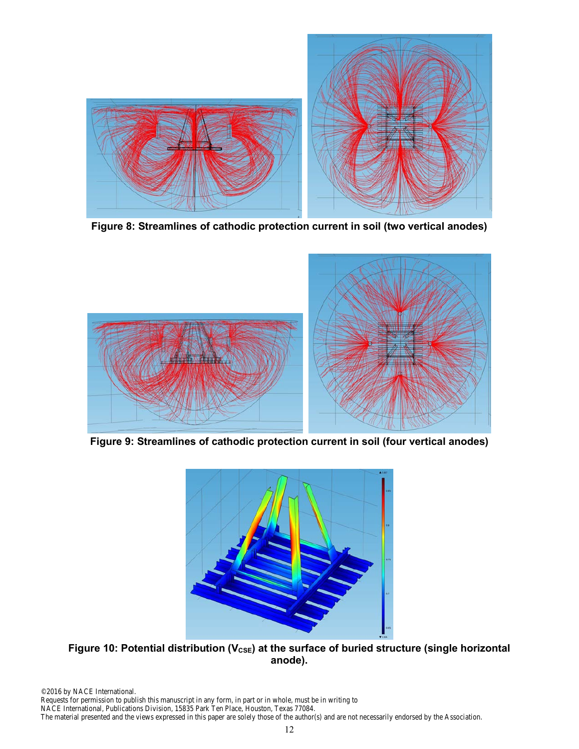**Figure 8: Streamlines of cathodic protection current in soil (two vertical anodes)**

**Figure 9: Streamlines of cathodic protection current in soil (four vertical anodes)**

**Figure 10: Potential distribution ($V_{CSE}$) at the surface of buried structure (single horizontal anode).**

©2016 by NACE International.
Requests for permission to publish this manuscript in any form, in part or in whole, must be in writing to
NACE International, Publications Division, 15835 Park Ten Place, Houston, Texas 77084.
The material presented and the views expressed in this paper are solely those of the author(s) and are not necessarily endorsed by the Association.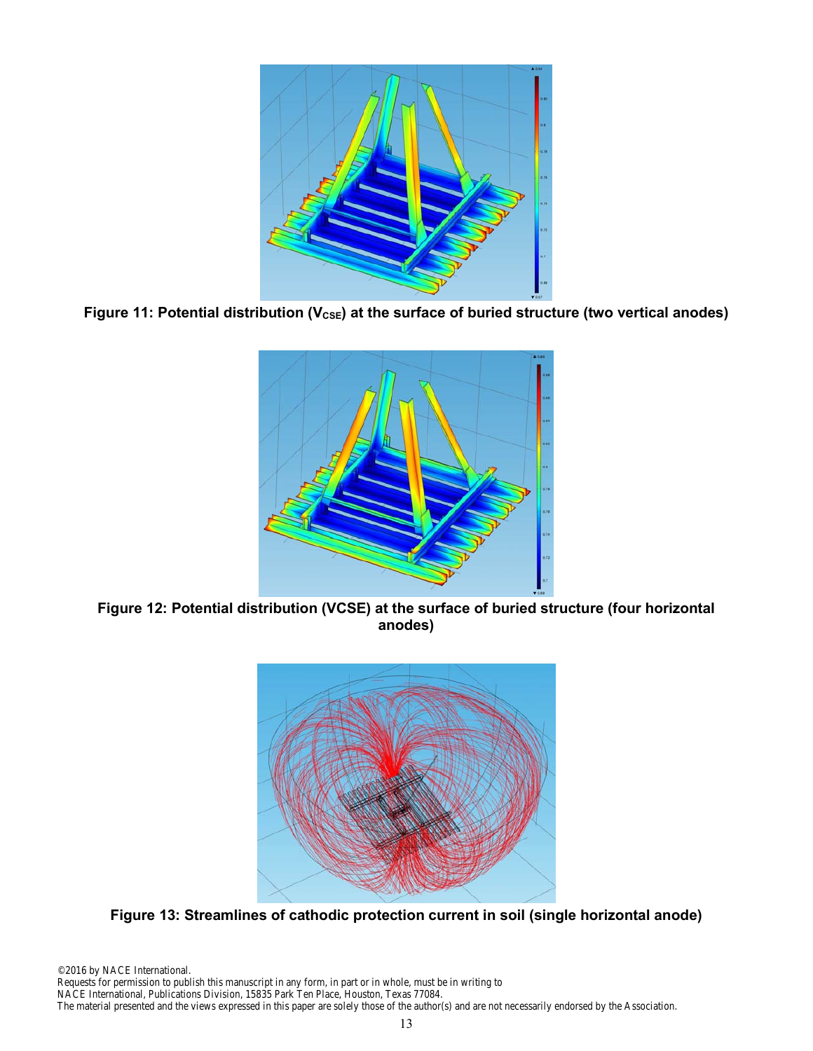Figure 11: Potential distribution ($V_{CSE}$) at the surface of buried structure (two vertical anodes)

Figure 12: Potential distribution (VCSE) at the surface of buried structure (four horizontal anodes)

Figure 13: Streamlines of cathodic protection current in soil (single horizontal anode)

©2016 by NACE International.
Requests for permission to publish this manuscript in any form, in part or in whole, must be in writing to
NACE International, Publications Division, 15835 Park Ten Place, Houston, Texas 77084.
The material presented and the views expressed in this paper are solely those of the author(s) and are not necessarily endorsed by the Association.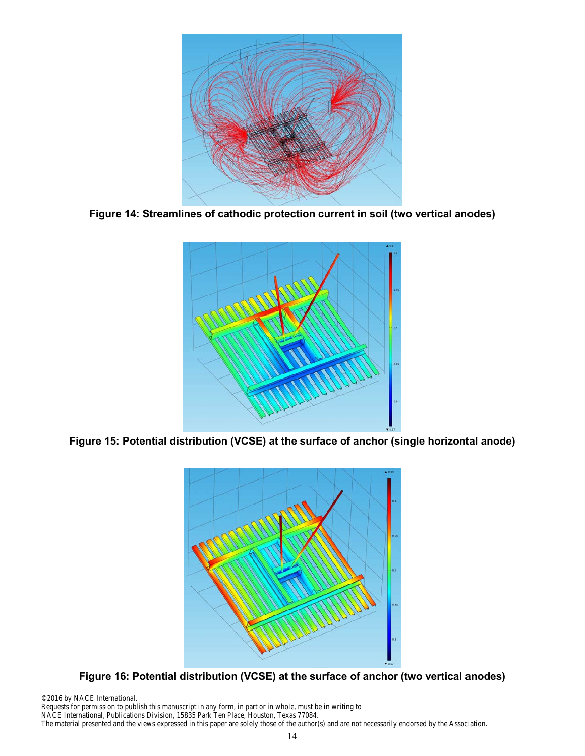Figure 14: Streamlines of cathodic protection current in soil (two vertical anodes)

Figure 15: Potential distribution (VCSE) at the surface of anchor (single horizontal anode)

Figure 16: Potential distribution (VCSE) at the surface of anchor (two vertical anodes)

©2016 by NACE International.
Requests for permission to publish this manuscript in any form, in part or in whole, must be in writing to
NACE International, Publications Division, 15835 Park Ten Place, Houston, Texas 77084.
The material presented and the views expressed in this paper are solely those of the author(s) and are not necessarily endorsed by the Association.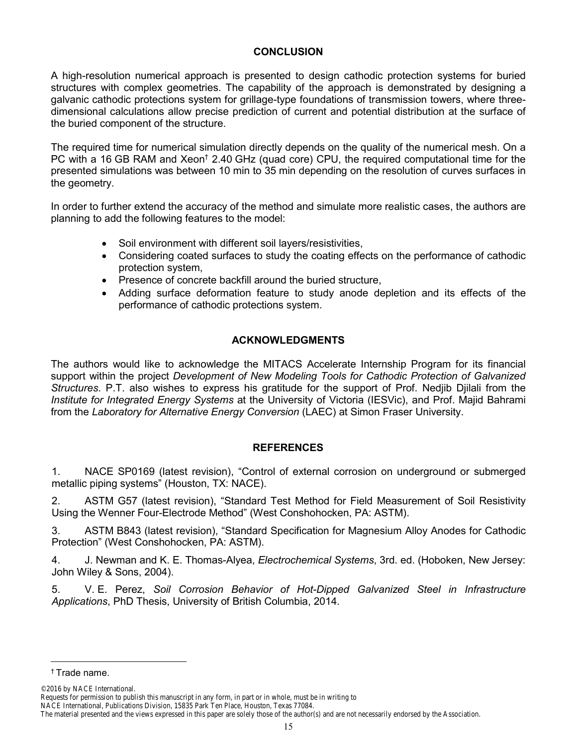## CONCLUSION

A high-resolution numerical approach is presented to design cathodic protection systems for buried structures with complex geometries. The capability of the approach is demonstrated by designing a galvanic cathodic protections system for grillage-type foundations of transmission towers, where three-dimensional calculations allow precise prediction of current and potential distribution at the surface of the buried component of the structure.

The required time for numerical simulation directly depends on the quality of the numerical mesh. On a PC with a 16 GB RAM and Xeon† 2.40 GHz (quad core) CPU, the required computational time for the presented simulations was between 10 min to 35 min depending on the resolution of curves surfaces in the geometry.

In order to further extend the accuracy of the method and simulate more realistic cases, the authors are planning to add the following features to the model:

- Soil environment with different soil layers/resistivities,
- Considering coated surfaces to study the coating effects on the performance of cathodic protection system,
- Presence of concrete backfill around the buried structure,
- Adding surface deformation feature to study anode depletion and its effects of the performance of cathodic protections system.

## ACKNOWLEDGMENTS

The authors would like to acknowledge the MITACS Accelerate Internship Program for its financial support within the project *Development of New Modeling Tools for Cathodic Protection of Galvanized Structures*. P.T. also wishes to express his gratitude for the support of Prof. Nedjib Djilali from the *Institute for Integrated Energy Systems* at the University of Victoria (IESVic), and Prof. Majid Bahrami from the *Laboratory for Alternative Energy Conversion* (LAEC) at Simon Fraser University.

## REFERENCES

1. NACE SP0169 (latest revision), "Control of external corrosion on underground or submerged metallic piping systems" (Houston, TX: NACE).

2. ASTM G57 (latest revision), "Standard Test Method for Field Measurement of Soil Resistivity Using the Wenner Four-Electrode Method" (West Conshohocken, PA: ASTM).

3. ASTM B843 (latest revision), "Standard Specification for Magnesium Alloy Anodes for Cathodic Protection" (West Conshohocken, PA: ASTM).

4. J. Newman and K. E. Thomas-Alyea, *Electrochemical Systems*, 3rd. ed. (Hoboken, New Jersey: John Wiley & Sons, 2004).

5. V. E. Perez, *Soil Corrosion Behavior of Hot-Dipped Galvanized Steel in Infrastructure Applications*, PhD Thesis, University of British Columbia, 2014.

† Trade name.

©2016 by NACE International.
Requests for permission to publish this manuscript in any form, in part or in whole, must be in writing to
NACE International, Publications Division, 15835 Park Ten Place, Houston, Texas 77084.
The material presented and the views expressed in this paper are solely those of the author(s) and are not necessarily endorsed by the Association.